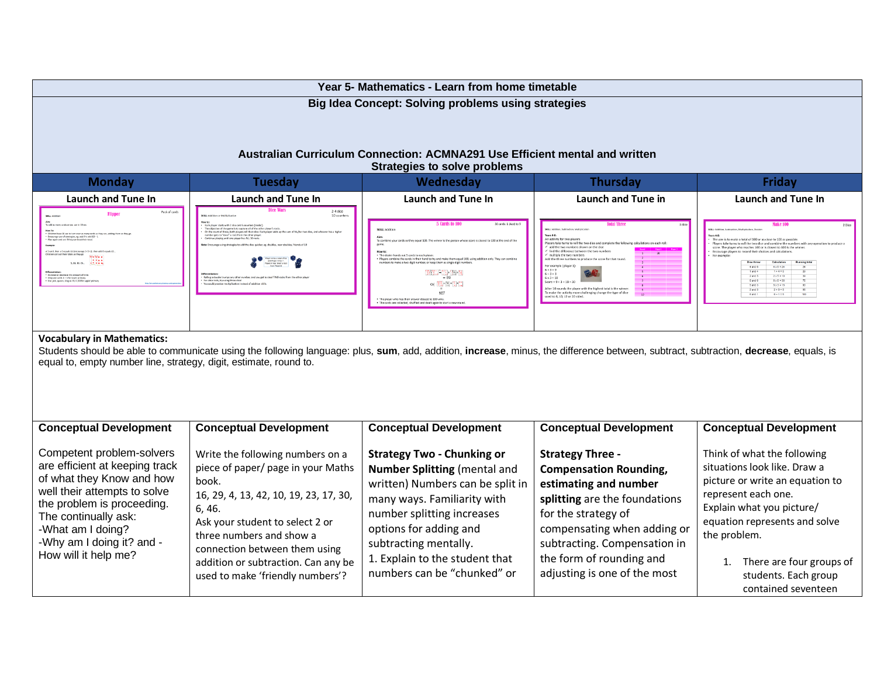# Year 5- Mathematics - Learn from home timetable

## Big Idea Concept: Solving problems using strategies

**Australian Curriculum Connection: ACMNA291 Use Efficient mental and written Strategies to solve problems**

| Monday | Tuesday | Wednesday | Thursday | Friday |
|---|---|---|---|---|
| **Launch and Tune In** | **Launch and Tune In** | **Launch and Tune In** | **Launch and Tune in** | **Launch and Tune In** |
| Flipper | Dice Wars | 5 Cards to 100 | Total Three | Make 100 |

**Vocabulary in Mathematics:**

Students should be able to communicate using the following language: plus, **sum**, add, addition, **increase**, minus, the difference between, subtract, subtraction, **decrease**, equals, is equal to, empty number line, strategy, digit, estimate, round to.

| Monday | Tuesday | Wednesday | Thursday | Friday |
|---|---|---|---|---|
| **Conceptual Development** | **Conceptual Development** | **Conceptual Development** | **Conceptual Development** | **Conceptual Development** |
| Competent problem-solvers are efficient at keeping track of what they Know and how well their attempts to solve the problem is proceeding. The continually ask:<br>-What am I doing?<br>-Why am I doing it? and -How will it help me? | Write the following numbers on a piece of paper/ page in your Maths book.<br>16, 29, 4, 13, 42, 10, 19, 23, 17, 30, 6, 46.<br>Ask your student to select 2 or three numbers and show a connection between them using addition or subtraction. Can any be used to make 'friendly numbers'? | **Strategy Two - Chunking or Number Splitting** (mental and written) Numbers can be split in many ways. Familiarity with number splitting increases options for adding and subtracting mentally.<br>1. Explain to the student that numbers can be "chunked" or | **Strategy Three - Compensation Rounding, estimating and number splitting** are the foundations for the strategy of compensating when adding or subtracting. Compensation in the form of rounding and adjusting is one of the most | Think of what the following situations look like. Draw a picture or write an equation to represent each one.<br>Explain what you picture/ equation represents and solve the problem.<br>1. There are four groups of students. Each group contained seventeen |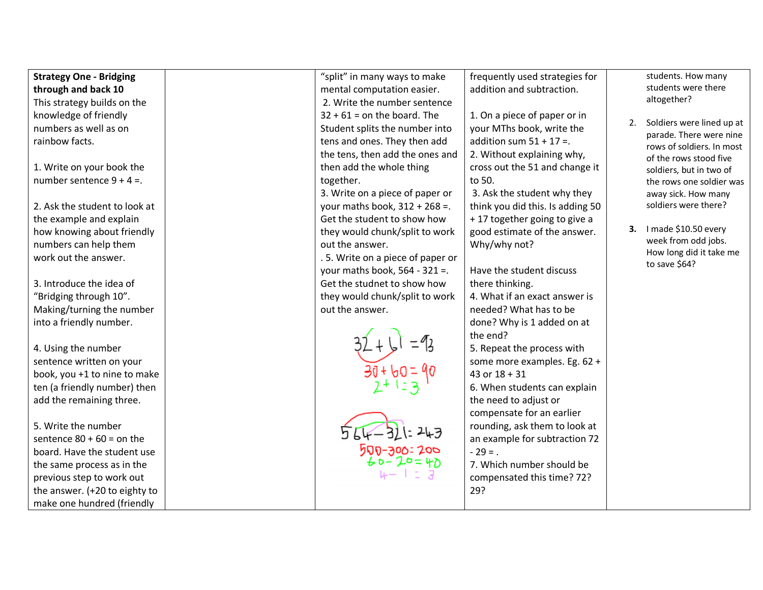| **Strategy One - Bridging through and back 10**<br>This strategy builds on the knowledge of friendly numbers as well as on rainbow facts.<br><br>1. Write on your book the number sentence 9 + 4 =.<br><br>2. Ask the student to look at the example and explain how knowing about friendly numbers can help them work out the answer.<br><br>3. Introduce the idea of "Bridging through 10". Making/turning the number into a friendly number.<br><br>4. Using the number sentence written on your book, you +1 to nine to make ten (a friendly number) then add the remaining three.<br><br>5. Write the number sentence 80 + 60 = on the board. Have the student use the same process as in the previous step to work out the answer. (+20 to eighty to make one hundred (friendly | | "split" in many ways to make mental computation easier.<br>2. Write the number sentence 32 + 61 = on the board. The Student splits the number into tens and ones. They then add the tens, then add the ones and then add the whole thing together.<br>3. Write on a piece of paper or your maths book, 312 + 268 =. Get the student to show how they would chunk/split to work out the answer.<br>. 5. Write on a piece of paper or your maths book, 564 - 321 =. Get the studnet to show how they would chunk/split to work out the answer.<br><br>32 + 61 = 93<br>30 + 60 = 90<br>2 + 1 = 3<br><br>564 – 321 = 243<br>500 – 300 = 200<br>60 – 20 = 40<br>4 – 1 = 3 | frequently used strategies for addition and subtraction.<br><br>1. On a piece of paper or in your MThs book, write the addition sum 51 + 17 =.<br>2. Without explaining why, cross out the 51 and change it to 50.<br>3. Ask the student why they think you did this. Is adding 50 + 17 together going to give a good estimate of the answer. Why/why not?<br><br>Have the student discuss there thinking.<br>4. What if an exact answer is needed? What has to be done? Why is 1 added on at the end?<br>5. Repeat the process with some more examples. Eg. 62 + 43 or 18 + 31<br>6. When students can explain the need to adjust or compensate for an earlier rounding, ask them to look at an example for subtraction 72 - 29 = .<br>7. Which number should be compensated this time? 72? 29? | students. How many students were there altogether?<br><br>2. Soldiers were lined up at parade. There were nine rows of soldiers. In most of the rows stood five soldiers, but in two of the rows one soldier was away sick. How many soldiers were there?<br><br>**3.** I made $10.50 every week from odd jobs. How long did it take me to save $64? |
|---|---|---|---|---|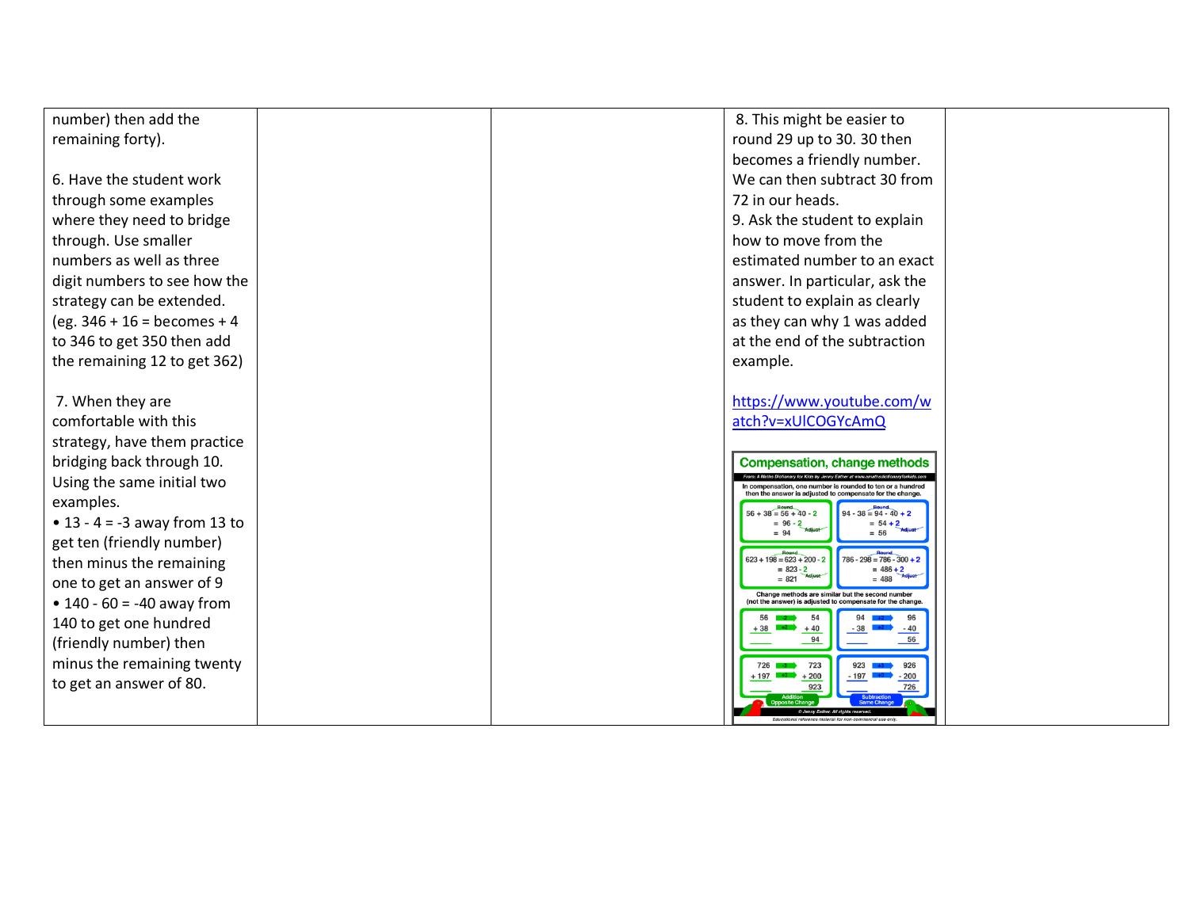| | | | | |
|---|---|---|---|---|
| number) then add the remaining forty).<br><br>6. Have the student work through some examples where they need to bridge through. Use smaller numbers as well as three digit numbers to see how the strategy can be extended. (eg. 346 + 16 = becomes + 4 to 346 to get 350 then add the remaining 12 to get 362)<br><br>7. When they are comfortable with this strategy, have them practice bridging back through 10. Using the same initial two examples.<br>• 13 - 4 = -3 away from 13 to get ten (friendly number) then minus the remaining one to get an answer of 9<br>• 140 - 60 = -40 away from 140 to get one hundred (friendly number) then minus the remaining twenty to get an answer of 80. | | | 8. This might be easier to round 29 up to 30. 30 then becomes a friendly number. We can then subtract 30 from 72 in our heads.<br>9. Ask the student to explain how to move from the estimated number to an exact answer. In particular, ask the student to explain as clearly as they can why 1 was added at the end of the subtraction example.<br><br>https://www.youtube.com/watch?v=xUlCOGYcAmQ<br><br>**Compensation, change methods**<br>From: A Maths Dictionary for Kids by Jenny Eather at www.amathsdictionaryforkids.com<br>In compensation, one number is rounded to ten or a hundred then the answer is adjusted to compensate for the change.<br>56 + 38 = 56 + 40 - 2 = 96 - 2 = 94<br>94 - 38 = 94 - 40 + 2 = 54 + 2 = 56<br>623 + 198 = 623 + 200 - 2 = 823 - 2 = 821<br>786 - 298 = 786 - 300 + 2 = 486 + 2 = 488<br>Change methods are similar but the second number (not the answer) is adjusted to compensate for the change.<br>56 + 38 → 54 + 40 = 94<br>94 - 38 → 96 - 40 = 56<br>726 + 197 → 723 + 200 = 923<br>923 - 197 → 926 - 200 = 726<br>Addition Opposite Change<br>Subtraction Same Change<br>© Jenny Eather. All rights reserved.<br>Educational reference material for non-commercial use only. | |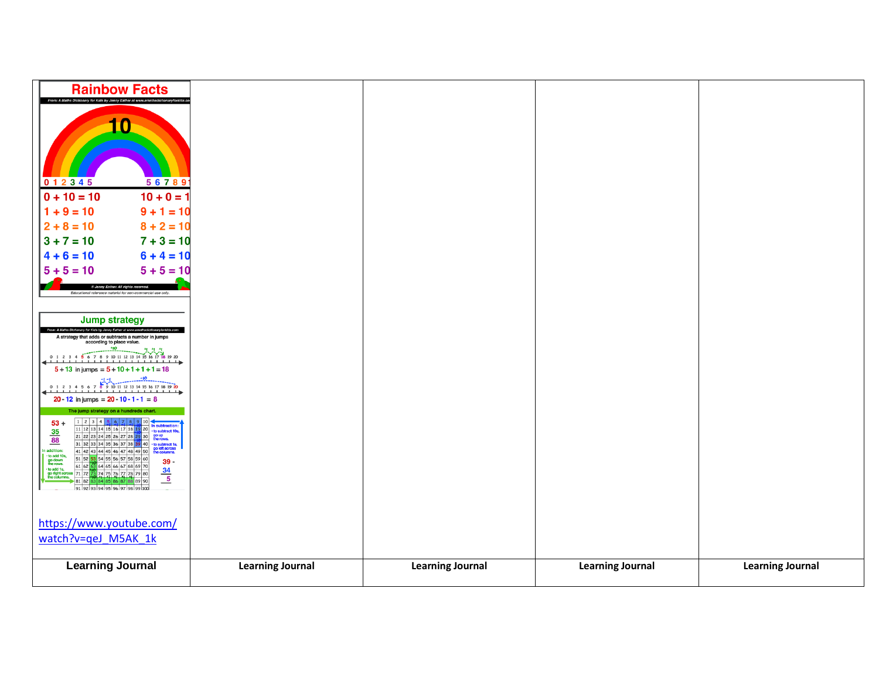| Rainbow Facts<br><br>From: A Maths Dictionary for Kids by Jenny Eather<br><br>10<br><br>0 1 2 3 4 5 5 6 7 8 9<br><br>0 + 10 = 10 &nbsp; 10 + 0 = 10<br>1 + 9 = 10 &nbsp; 9 + 1 = 10<br>2 + 8 = 10 &nbsp; 8 + 2 = 10<br>3 + 7 = 10 &nbsp; 7 + 3 = 10<br>4 + 6 = 10 &nbsp; 6 + 4 = 10<br>5 + 5 = 10 &nbsp; 5 + 5 = 10<br><br>© Jenny Eather. All rights reserved.<br>Educational reference material for non-commercial use only.<br><br>Jump strategy<br><br>From: A Maths Dictionary for Kids by Jenny Eather at www.amathsdictionaryforkids.com<br><br>A strategy that adds or subtracts a number in jumps according to place value.<br><br>5 + 13 in jumps = 5 + 10 + 1 + 1 + 1 = 18<br><br>20 - 12 in jumps = 20 - 10 - 1 - 1 = 8<br><br>The jump strategy on a hundreds chart.<br><br>53 + 35 = 88<br><br>In addition: to add 10s, go down the rows. to add 1s, go right across the columns.<br><br>In subtraction: to subtract 10s, go up the rows. to subtract 1s, go left across the columns.<br><br>39 - 34 = 5<br><br>https://www.youtube.com/watch?v=qeJ_M5AK_1k | | | | |
|---|---|---|---|---|
| **Learning Journal** | **Learning Journal** | **Learning Journal** | **Learning Journal** | **Learning Journal** |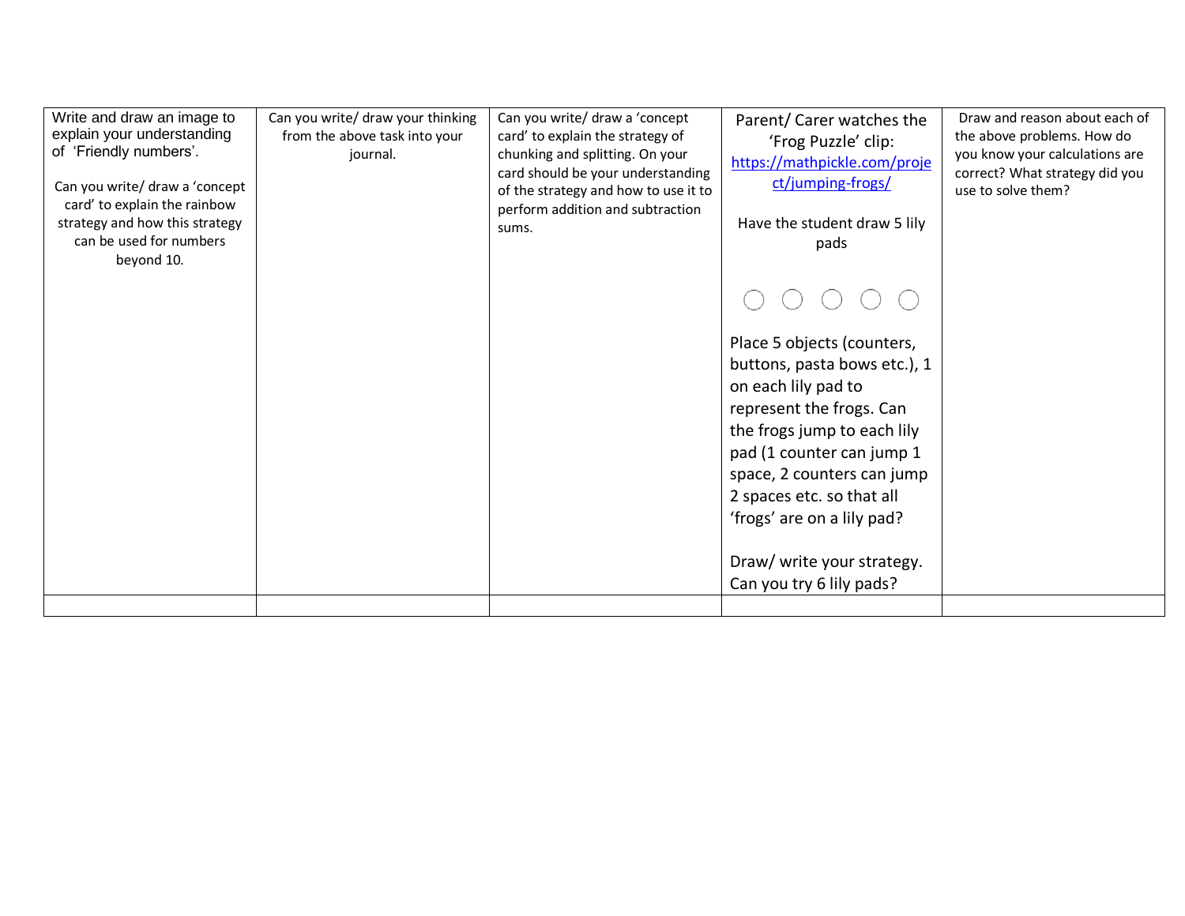| | | | | |
|---|---|---|---|---|
| Write and draw an image to explain your understanding of 'Friendly numbers'.<br><br>Can you write/ draw a 'concept card' to explain the rainbow strategy and how this strategy can be used for numbers beyond 10. | Can you write/ draw your thinking from the above task into your journal. | Can you write/ draw a 'concept card' to explain the strategy of chunking and splitting. On your card should be your understanding of the strategy and how to use it to perform addition and subtraction sums. | Parent/ Carer watches the 'Frog Puzzle' clip: https://mathpickle.com/project/jumping-frogs/<br><br>Have the student draw 5 lily pads<br><br>○ ○ ○ ○ ○<br><br>Place 5 objects (counters, buttons, pasta bows etc.), 1 on each lily pad to represent the frogs. Can the frogs jump to each lily pad (1 counter can jump 1 space, 2 counters can jump 2 spaces etc. so that all 'frogs' are on a lily pad?<br><br>Draw/ write your strategy. Can you try 6 lily pads? | Draw and reason about each of the above problems. How do you know your calculations are correct? What strategy did you use to solve them? |
| | | | | |